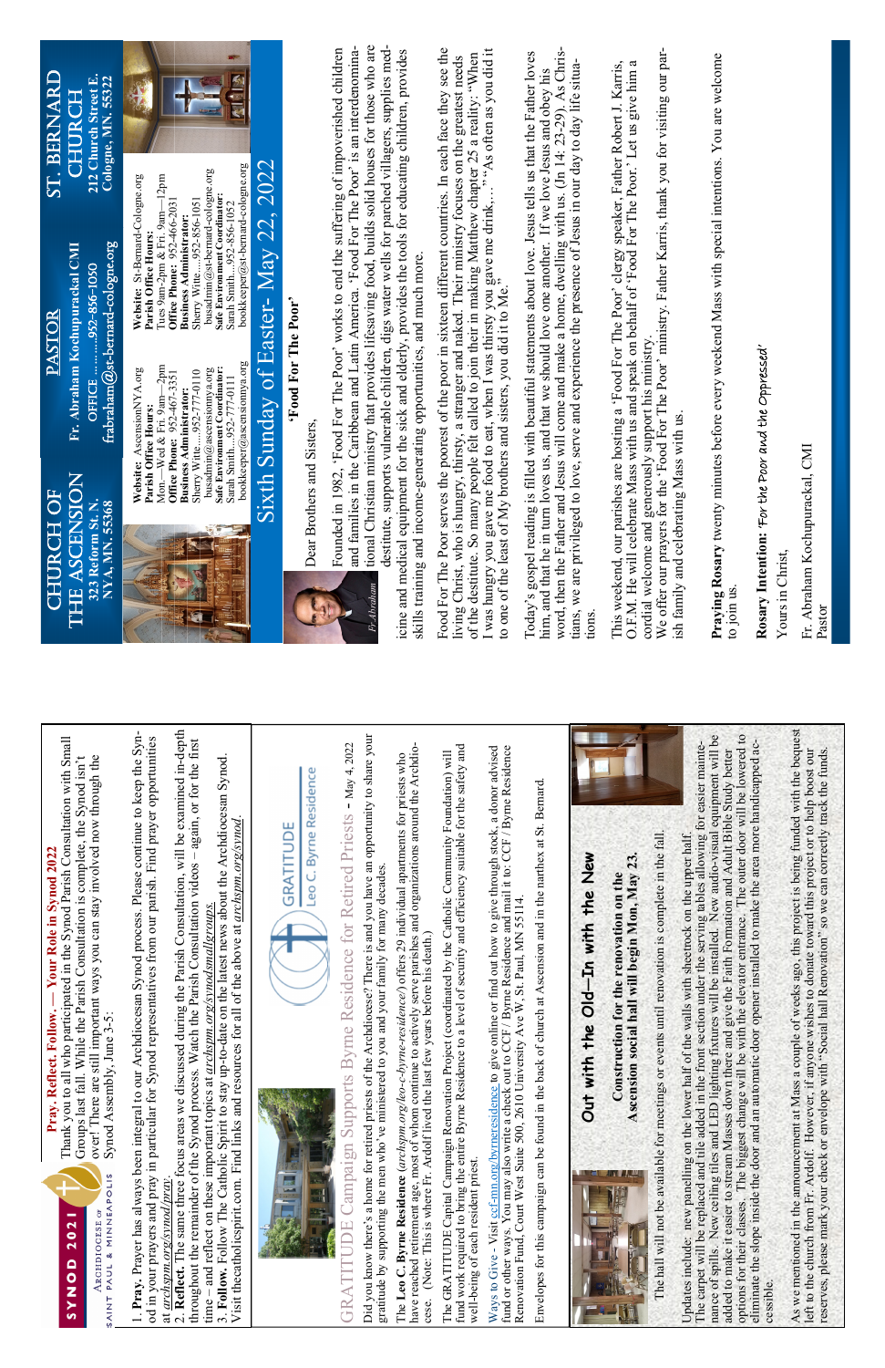# CHURCH OF THE ASCENSION

**323 Reform St. N.**
**NYA, MN. 55368**

**Website:** AscensionNYA.org
**Parish Office Hours:**
Mon.—Wed & Fri. 9am—2pm
**Office Phone:** 952-467-3351
**Business Administrator:**
Sherry Witte.....952-777-0110
busadmin@ascensionnya.org
**Safe Environment Coordinator:**
Sarah Smith....952-777-0111
bookkeeper@ascensionnya.org

# PASTOR

**Fr. Abraham Kochupurackal CMI**
OFFICE ..........952-856-1050
frabraham@st-bernard-cologne.org

# ST. BERNARD CHURCH

**212 Church Street E.**
**Cologne, MN. 55322**

**Website:** St-Bernard-Cologne.org
**Parish Office Hours:**
Tues 9am-2pm & Fri. 9am—12pm
**Office Phone:** 952-466-2031
**Business Administrator:**
Sherry Witte.....952-856-1051
busadmin@st-bernard-cologne.org
**Safe Environment Coordinator:**
Sarah Smith....952-856-1052
bookkeeper@st-bernard-cologne.org

## Sixth Sunday of Easter- May 22, 2022

Fr Abraham

### 'Food For The Poor'

Dear Brothers and Sisters,

Founded in 1982, 'Food For The Poor' works to end the suffering of impoverished children and families in the Caribbean and Latin America. 'Food For The Poor' is an interdenominational Christian ministry that provides lifesaving food, builds solid houses for those who are destitute, supports vulnerable children, digs water wells for parched villagers, supplies medicine and medical equipment for the sick and elderly, provides the tools for educating children, provides skills training and income-generating opportunities, and much more.

Food For The Poor serves the poorest of the poor in sixteen different countries. In each face they see the living Christ, who is hungry, thirsty, a stranger and naked. Their ministry focuses on the greatest needs of the destitute. So many people felt called to join their in making Matthew chapter 25 a reality: "When I was hungry you gave me food to eat, when I was thirsty you gave me drink…" "As often as you did it to one of the least of My brothers and sisters, you did it to Me."

Today's gospel reading is filled with beautiful statements about love. Jesus tells us that the Father loves him, and that he in turn loves us, and that we should love one another. If we love Jesus and obey his word, then the Father and Jesus will come and make a home, dwelling with us. (Jn 14: 23-29). As Christians, we are privileged to love, serve and experience the presence of Jesus in our day to day life situations.

This weekend, our parishes are hosting a 'Food For The Poor' clergy speaker, Father Robert J. Karris, O.F.M. He will celebrate Mass with us and speak on behalf of 'Food For The Poor.' Let us give him a cordial welcome and generously support his ministry.

We offer our prayers for the 'Food For The Poor' ministry. Father Karris, thank you for visiting our parish family and celebrating Mass with us.

**Praying Rosary** twenty minutes before every weekend Mass with special intentions. You are welcome to join us.

**Rosary Intention:** *'For the Poor and the Oppressed'*

Yours in Christ,

Fr. Abraham Kochupurackal, CMI
Pastor

---

SYNOD 2021 — Archdiocese of Saint Paul & Minneapolis

## Pray. Reflect. Follow. — Your Role in Synod 2022

Thank you to all who participated in the Synod Parish Consultation with Small Groups last fall. While the Parish Consultation is complete, the Synod isn't over! There are still important ways you can stay involved now through the Synod Assembly, June 3-5:

1. **Pray.** Prayer has always been integral to our Archdiocesan Synod process. Please continue to keep the Synod in your prayers and pray in particular for Synod representatives from our parish. Find prayer opportunities at *archspm.org/synod/pray.*
2. **Reflect.** The same three focus areas we discussed during the Parish Consultation, will be examined in-depth throughout the remainder of the Synod process. Watch the Parish Consultation videos – again, or for the first time – and reflect on these important topics at *archspm.org/synod/smallgroups.*
3. **Follow.** Follow The Catholic Spirit to stay up-to-date on the latest news about the Archdiocesan Synod. Visit thecatholicspirit.com. Find links and resources for all of the above at *archspm.org/synod*.

GRATITUDE — Leo C. Byrne Residence

## GRATITUDE Campaign Supports Byrne Residence for Retired Priests - May 4, 2022

Did you know there's a home for retired priests of the Archdiocese? There is and you have an opportunity to share your gratitude by supporting the men who've ministered to you and your family for many decades.

The **Leo C. Byrne Residence** (*archspm.org/leo-c-byrne-residence*) offers 29 individual apartments for priests who have reached retirement age, most of whom continue to actively serve parishes and organizations around the Archdiocese. (Note: This is where Fr. Ardolf lived the last few years before his death.)

The GRATITUDE Capital Campaign Renovation Project (coordinated by the Catholic Community Foundation) will fund work required to bring the entire Byrne Residence to a level of security and efficiency suitable for the safety and well-being of each resident priest.

Ways to Give - Visit ccf-mn.org/byrneresidence to give online or find out how to give through stock, a donor advised fund or other ways. You may also write a check out to CCF / Byrne Residence and mail it to: CCF / Byrne Residence Renovation Fund, Court West Suite 500, 2610 University Ave W, St. Paul, MN 55114.

Envelopes for this campaign can be found in the back of church at Ascension and in the narthex at St. Bernard.

## Out with the Old—In with the New

**Construction for the renovation on the Ascension social hall will begin Mon, May 23.**

The hall will not be available for meetings or events until renovation is complete in the fall.

Updates include: new panelling on the lower half of the walls with sheetrock on the upper half. The carpet will be replaced and tile added in the front section under the serving tables allowing for easier maintenance of spills. New ceiling tiles and LED lighting fixtures will be installed. New audio-visual equipment will be added to make it easier to stream Masses down there and give the Faith Formation and Adult Bible Study better options for their classes. The biggest change will be with the elevator entrance. The outer door will be lowered to eliminate the slope inside the door and an automatic door opener installed to make the area more handicapped accessible.

As we mentioned in the announcement at Mass a couple of weeks ago, this project is being funded with the bequest left to the church from Fr. Ardolf. However, if anyone wishes to donate toward this project or to help boost our reserves, please mark your check or envelope with "Social hall Renovation" so we can correctly track the funds.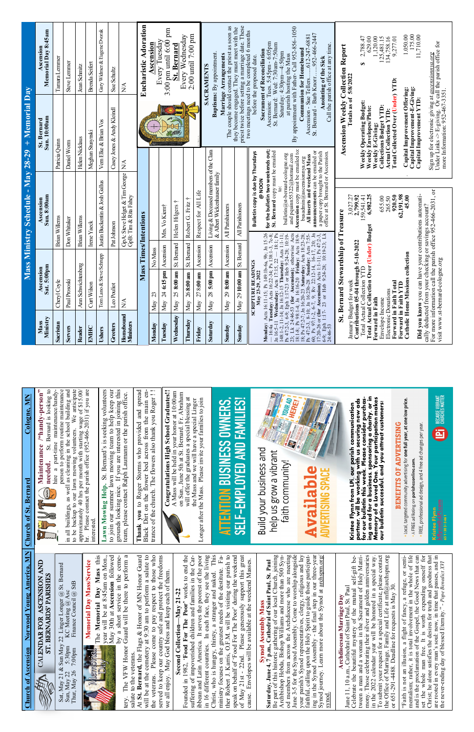Church of Ascension  Norwood Young America, MN | Church of St. Bernard  Cologne, MN

## CALENDAR FOR ASCENSION AND ST. BERNARDS' PARISHES

Sat, May 21 & Sun May 22 Linger Longer @ St. Bernard
Sun, May 22 5:30pm KC Meeting @ Asc
Thur, May 26 7:00pm Finance Council @ StB

### Memorial Day Mass/Service

The **Memorial Day Mass** this year will be at 8:45am on Mon., May 30th at **Ascension** followed by a short service in the cemetery. The VFW Honor Guard will be there to perform a salute to the veterans.

At **St. Bernard**, the Flags & Honor of MN Honor Guard will be at the cemetery at 9:30 am to perform a salute to the veterans. Please come to pay respect to those who served to keep our country safe and protect the freedoms we all enjoy. May God bless and keep each of them.

### Second Collection—May 21-22

Founded in 1982, '**Food For The Poor**' works to end the suffering of impoverished children and families in the Caribbean and Latin America. It serves the poorest of the poor in 16 different countries. In each face, they see the living Christ, who is hungry, thirsty, a stranger and naked. This ministry focuses on the greatest needs of the destitute. Father Robert J. Karris, O.F.M. will be visiting our parish to speak on behalf of 'Food For The Poor' during the weekend of May 21st - 22nd. Please generously support this great cause. Envelopes will be available at the weekend Masses.

### Synod Assembly Mass

**Saturday, June 4, 7 p.m., Cathedral of Saint Paul, St. Paul**
Be part of this historic gathering of our local Church, joining Archbishop Hebda, Bishop Williams and more than 500 Synod members from across the Archdiocese who are meeting June 3-5 for the Synod Assembly. Come to worship alongside your parish's Synod representatives, clergy, religious and lay faithful, calling upon the Holy Spirit to guide those participating in the Synod Assembly—the final step in our three-year Synod journey. Learn more about the Synod at archspm.org/synod.

### Archdiocesan Marriage Day

June 11, 10 a.m., Cathedral of Saint Paul, St. Paul
Celebrate the beautiful mystery of the mutual self-gift between a man and a woman in the Sacrament of Holy Matrimony. Those celebrating their silver and golden anniversaries in the 2022 calendar year will be honored in a special way. To submit your request for a special certificate, please contact the Office of Marriage, Family and Life at mfl@archspm.org or 651-291-4488. Deadline for requests is May 30.

"Faith is not an illusion, a flight of fancy, a refuge, or sentimentalism; rather, it is total involvement in the whole of life and is the proclamation of the Gospel, the Good News that can set the whole person free. It is worth expending oneself for Christ; he alone satisfies the desires for truth and goodness that are rooted in every man's soul: now, in time that passes, and in the never-ending day of blessed Eternity." - *Pope Benedict XVI*

**Maintenance "handy-person" needed.** St. Bernard is looking to hire a part-time maintenance/handy-person to perform routine maintenance in all buildings, as well as cleaning in the school building and to be backup to our lawn mowing volunteers. We anticipate approximately 40 hrs per month with starting wage of $15.00/hr. Please contact the parish office (952-466-2031) if you are interested.

**Lawn Mowing Help.** St. Bernard's is seeking volunteers to join our summer lawn mowing team to help keep our grounds looking nice. If you are interested in joining this team, please contact Ralph Laumann or the parish office.

**Thank you** to Roger Storms who provided and spread Black Dirt on the flower bed across from the main entrance of the church. The flowers also thank you Roger ! !

**Congratulations High School Graduates!!** A Mass will be held in your honor at 10:00am on Sun., June 5th at St. Bernard. Fr. Abraham will offer the graduates a special blessing at the Mass and we will have a special Linger Longer after the Mass. Please invite your families to join

ATTENTION BUSINESS OWNERS, SELF-EMPLOYED AND FAMILIES!

Build your business and help us grow a vibrant faith community!

Available ADVERTISING SPACE

YOUR AD HERE!

**Kristee Flynn from LPi, our parish communication partner, will be working with us securing new ads for our bulletin this week. Please consider purchasing an ad for a business, sponsoring a charity, or in Memory of a Loved One. Your participation makes our bulletin successful, and you attract customers!**

**BENEFITS OF ADVERTISING**

- Local, targeted community advertising for **one full year, at one low price.**
- A FREE ad listing on **parishesonline.com.**
- FREE, professional ad design, and 4 free ad changes per year.

Kristee Flynn
kflynn@4LPi.com
651-303-1461

LPi BECAUSE VIBRANT CHURCHES MATTER

## Mass Ministry Schedule - May 28-29 + Memorial Day

| Mass Ministry | Ascension Sat. 5:00pm | Ascension Sun. 8:00am | St. Bernard Sun. 10:00am | Ascension Memorial Day 8:45am |
|---|---|---|---|---|
| Sacristan | Cheryl Coyle | Brian Willems | Patricia Quinn | Tamara Lemmer |
| Servers | Paul Prososki | Don Whitaker | Daniel Worm | Steve Lemmer |
| Reader | Ann Schwichtenberg | Brian Willems | Helen Nicklaus | Jean Schmitz |
| EMHC | Curt Wilson | Irene Yaeck | Meghan Stusynski | Brenda Seifert |
| Ushers | Tom Lano & Steve Schrupp | Justin Buckentin & Josh Gallus | Vern Ellie & Brian Vos | Gary Widmer & Eugene Dvorak |
| Greeters | Leo Paulot | Pat Johnson | Casey Jones & Andy Kleindl | Sue Schultz |
| Homebound Ministers | N/A | GpA: Steve Helget & Tim George GpB: Tim & Rita Fahey | N/A | N/A |

### Mass Times/Intentions

| | | | | |
|---|---|---|---|---|
| Monday | May 23 | | No Mass | |
| Tuesday | May 24 | 6:15 pm | Ascension | Mrs. Vo Kiem† |
| Wednesday | May 25 | 8:00 am | St. Bernard | Helen Hilgers † |
| Thursday | May 26 | 8:00 am | St. Bernard | Robert G. Fritz † |
| Friday | May 27 | 8:00 am | Ascension | Respect for All Life |
| Saturday | May 28 | 5:00 pm | Ascension | Living & Deceased members of the Clara & Albert Wickenhauser family |
| Sunday | May 29 | 8:00 am | Ascension | All Parishioners |
| Sunday | May 29 | 10:00 am | St. Bernard | All Parishioners |

### SCRIPTURE READINGS
May 23-29, 2022

**Monday:** Acts 16:11-15; Ps 149:1b-6a, 9b; Jn 15:26—16:4a **Tuesday:** Acts 16:22-34; Ps 138:1-3, 7c-8; Jn 16:5-11 **Wednesday:** Acts 17:15, 22 — 18:1; Ps 148:1-2, 11-14; Jn 16:12-15 **Thursday:** Acts 1:1-11; Ps 47:2-3, 6-9; Eph 1:17-23 or Heb 9:24-28; 10:19-23; Lk 24:46-53 (**for Ascension**); otherwise Acts 18:1-8; Ps 98:1-4; Jn 16:16-20 **Friday:** Acts 18:9-18; Ps 47:2-7; Jn 16:20-23 **Saturday:** Acts 18:23-28; Ps 47:2-3, 8-10; Jn 16:23b-28 **Sunday:** Acts 7:55-60; Ps 97:1-2, 6-7, 9; Rv 22:12-14, 16-17, 20; Jn 17:20-26 or (**for Ascension**) Acts 1:1-11; Ps 47:2-3, 6-9; Eph 1:17-23 or Heb 9:24-28; 10:19-23; Lk 24:46-53

**Bulletin copy is due by Thursdays @ NOON for the bulletin two weekends out; St. Bernard** copy must be emailed to: bulletin@st-bernard-cologne.org and pquinn55322@hotmail.com **Ascension** copy must be emailed to: busadmin@ascensionnya.org **All inserts and weekend Mass announcements** can be emailed or a paper copy brought to the Parish office at St. Bernard or Ascension.

### Eucharistic Adoration

**Ascension**
Every Tuesday
3:00 pm until 6:00 pm

**St. Bernard**
Every Wednesday
2:00 until 7:00 pm

### SACRAMENTS

**Baptisms:** By appointment.

**Marriage Arrangements**
The couple should contact the priest as soon as they become engaged. They must meet with the priest twice before setting a marriage date. These two meetings need to be completed 6 months before the proposed date.

**Sacrament of Reconciliation**
Ascension: Tues. 5:45pm - 6:05pm
St. Bernard: Wed. 7:30am-7:50am
Saturday: 4:30pm—4:50pm
at parish hosting the Mass
By appointment with Father - Call 952-456-1050

**Communion for Homebound**
Ascension - Sue Tellers……612-247-6881
St. Bernard - Barb Knorr……952-466-2447

**Anointing of the Sick**
Call the parish office at any time.

### St. Bernard Stewardship of Treasure

| | |
|---|---|
| January Budget for week | 3,027.27 |
| **Contributions 05-04 through 5-10-2022** | **2,799.92** |
| Total Actual Collection YTD | 159,541.41 |
| **Total Actual Collection Over (Under) Budget** | **6,982.25** |
| **Forward in Faith** | |
| Envelope Income | 655.00 |
| Electronic Donations | 265.50 |
| **Forward in Faith Total** | **920.50** |
| **Forward in Faith YTD** | **62,191.98** |
| **Catholic Home Missions collection** | **45.00** |

**Did you know** you can have your contributions automatically deducted from your checking or savings account? For more information call the parish office 952-466-2031, or visit www.st-bernard-cologne.org

### Ascension Weekly Collection Report
Totals as of 5/8/2022

| | |
|---|---|
| **Weekly Operating Budget:** | $ 2,788.47 |
| **Weekly Envelopes/Plate:** | 629.00 |
| **Weekly E-Giving:** | 1,120.00 |
| **Collections Budget YTD:** | 125,481.15 |
| **Actual Collection YTD:** | 134,758.16 |
| **Total Collected Over (Under) YTD:** | 9,277.01 |
| **Capital Improvement Offering:** | 1,050.00 |
| **Capital Improvement-E-Giving:** | 175.00 |
| **Capital Improvement YTD:** | 11,710.00 |

Sign up for electronic giving at *ascensionnya.org* Under Links -> E-giving. Or call the parish office for more information: 952-467-3351.